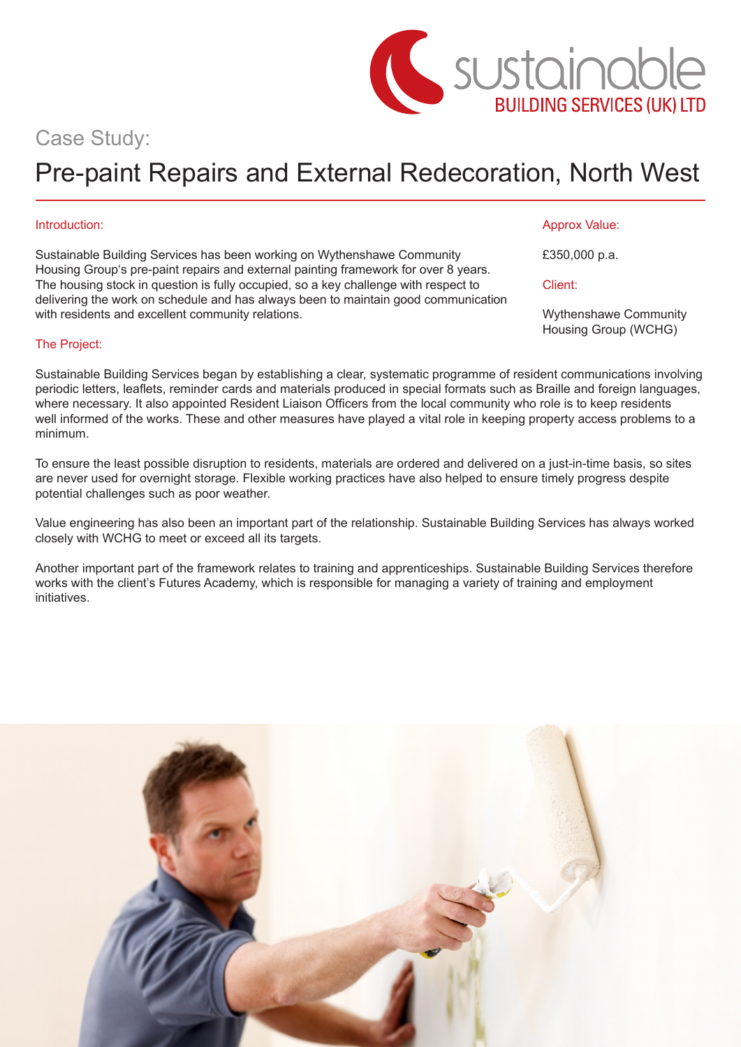sustainable BUILDING SERVICES (UK) LTD

Case Study:

# Pre-paint Repairs and External Redecoration, North West

## Introduction:

Sustainable Building Services has been working on Wythenshawe Community Housing Group's pre-paint repairs and external painting framework for over 8 years. The housing stock in question is fully occupied, so a key challenge with respect to delivering the work on schedule and has always been to maintain good communication with residents and excellent community relations.

## Approx Value:

£350,000 p.a.

## Client:

Wythenshawe Community Housing Group (WCHG)

## The Project:

Sustainable Building Services began by establishing a clear, systematic programme of resident communications involving periodic letters, leaflets, reminder cards and materials produced in special formats such as Braille and foreign languages, where necessary. It also appointed Resident Liaison Officers from the local community who role is to keep residents well informed of the works. These and other measures have played a vital role in keeping property access problems to a minimum.

To ensure the least possible disruption to residents, materials are ordered and delivered on a just-in-time basis, so sites are never used for overnight storage. Flexible working practices have also helped to ensure timely progress despite potential challenges such as poor weather.

Value engineering has also been an important part of the relationship. Sustainable Building Services has always worked closely with WCHG to meet or exceed all its targets.

Another important part of the framework relates to training and apprenticeships. Sustainable Building Services therefore works with the client's Futures Academy, which is responsible for managing a variety of training and employment initiatives.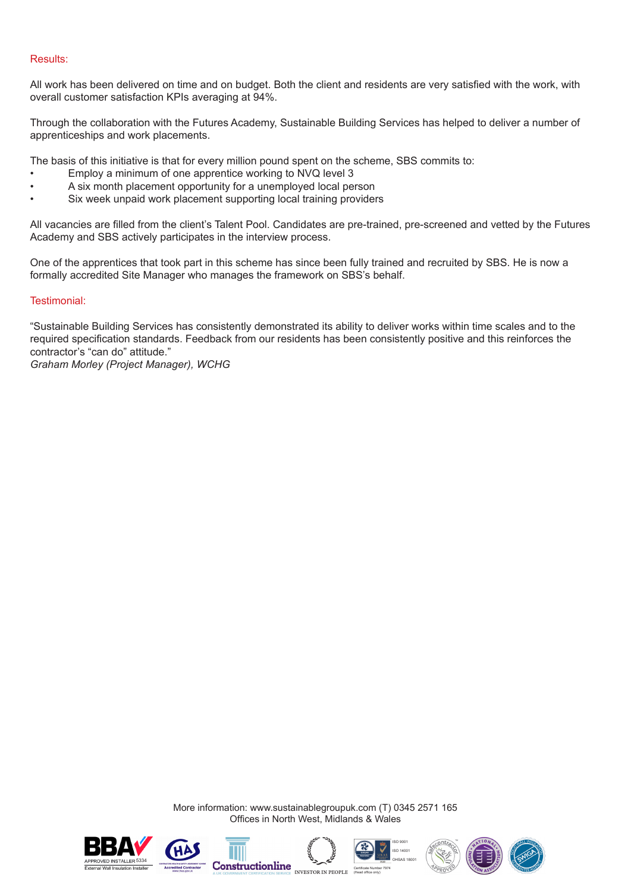## Results:

All work has been delivered on time and on budget. Both the client and residents are very satisfied with the work, with overall customer satisfaction KPIs averaging at 94%.

Through the collaboration with the Futures Academy, Sustainable Building Services has helped to deliver a number of apprenticeships and work placements.

The basis of this initiative is that for every million pound spent on the scheme, SBS commits to:

- Employ a minimum of one apprentice working to NVQ level 3
- A six month placement opportunity for a unemployed local person
- Six week unpaid work placement supporting local training providers

All vacancies are filled from the client's Talent Pool. Candidates are pre-trained, pre-screened and vetted by the Futures Academy and SBS actively participates in the interview process.

One of the apprentices that took part in this scheme has since been fully trained and recruited by SBS. He is now a formally accredited Site Manager who manages the framework on SBS's behalf.

## Testimonial:

"Sustainable Building Services has consistently demonstrated its ability to deliver works within time scales and to the required specification standards. Feedback from our residents has been consistently positive and this reinforces the contractor's "can do" attitude."
*Graham Morley (Project Manager), WCHG*

More information: www.sustainablegroupuk.com (T) 0345 2571 165
Offices in North West, Midlands & Wales

BBA APPROVED INSTALLER 5334 External Wall Insulation Installer
CHAS Accredited Contractor
Constructionline
INVESTOR IN PEOPLE
ISO 9001 ISO 14001 OHSAS 18001 Certificate Number 7974 (Head office only)